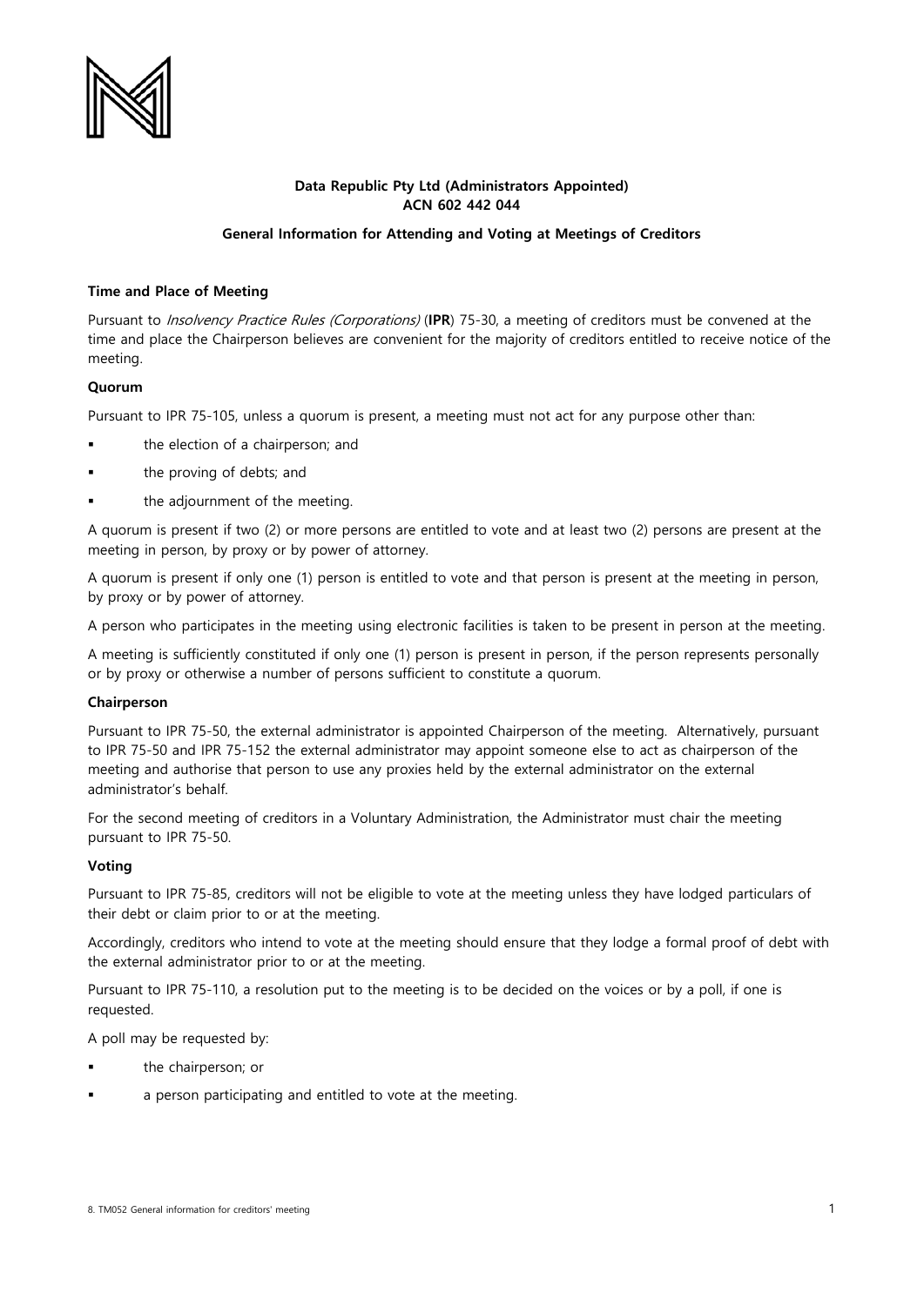**Data Republic Pty Ltd (Administrators Appointed)**
**ACN 602 442 044**

**General Information for Attending and Voting at Meetings of Creditors**

**Time and Place of Meeting**

Pursuant to *Insolvency Practice Rules (Corporations)* (**IPR**) 75-30, a meeting of creditors must be convened at the time and place the Chairperson believes are convenient for the majority of creditors entitled to receive notice of the meeting.

**Quorum**

Pursuant to IPR 75-105, unless a quorum is present, a meeting must not act for any purpose other than:

- the election of a chairperson; and
- the proving of debts; and
- the adjournment of the meeting.

A quorum is present if two (2) or more persons are entitled to vote and at least two (2) persons are present at the meeting in person, by proxy or by power of attorney.

A quorum is present if only one (1) person is entitled to vote and that person is present at the meeting in person, by proxy or by power of attorney.

A person who participates in the meeting using electronic facilities is taken to be present in person at the meeting.

A meeting is sufficiently constituted if only one (1) person is present in person, if the person represents personally or by proxy or otherwise a number of persons sufficient to constitute a quorum.

**Chairperson**

Pursuant to IPR 75-50, the external administrator is appointed Chairperson of the meeting. Alternatively, pursuant to IPR 75-50 and IPR 75-152 the external administrator may appoint someone else to act as chairperson of the meeting and authorise that person to use any proxies held by the external administrator on the external administrator's behalf.

For the second meeting of creditors in a Voluntary Administration, the Administrator must chair the meeting pursuant to IPR 75-50.

**Voting**

Pursuant to IPR 75-85, creditors will not be eligible to vote at the meeting unless they have lodged particulars of their debt or claim prior to or at the meeting.

Accordingly, creditors who intend to vote at the meeting should ensure that they lodge a formal proof of debt with the external administrator prior to or at the meeting.

Pursuant to IPR 75-110, a resolution put to the meeting is to be decided on the voices or by a poll, if one is requested.

A poll may be requested by:

- the chairperson; or
- a person participating and entitled to vote at the meeting.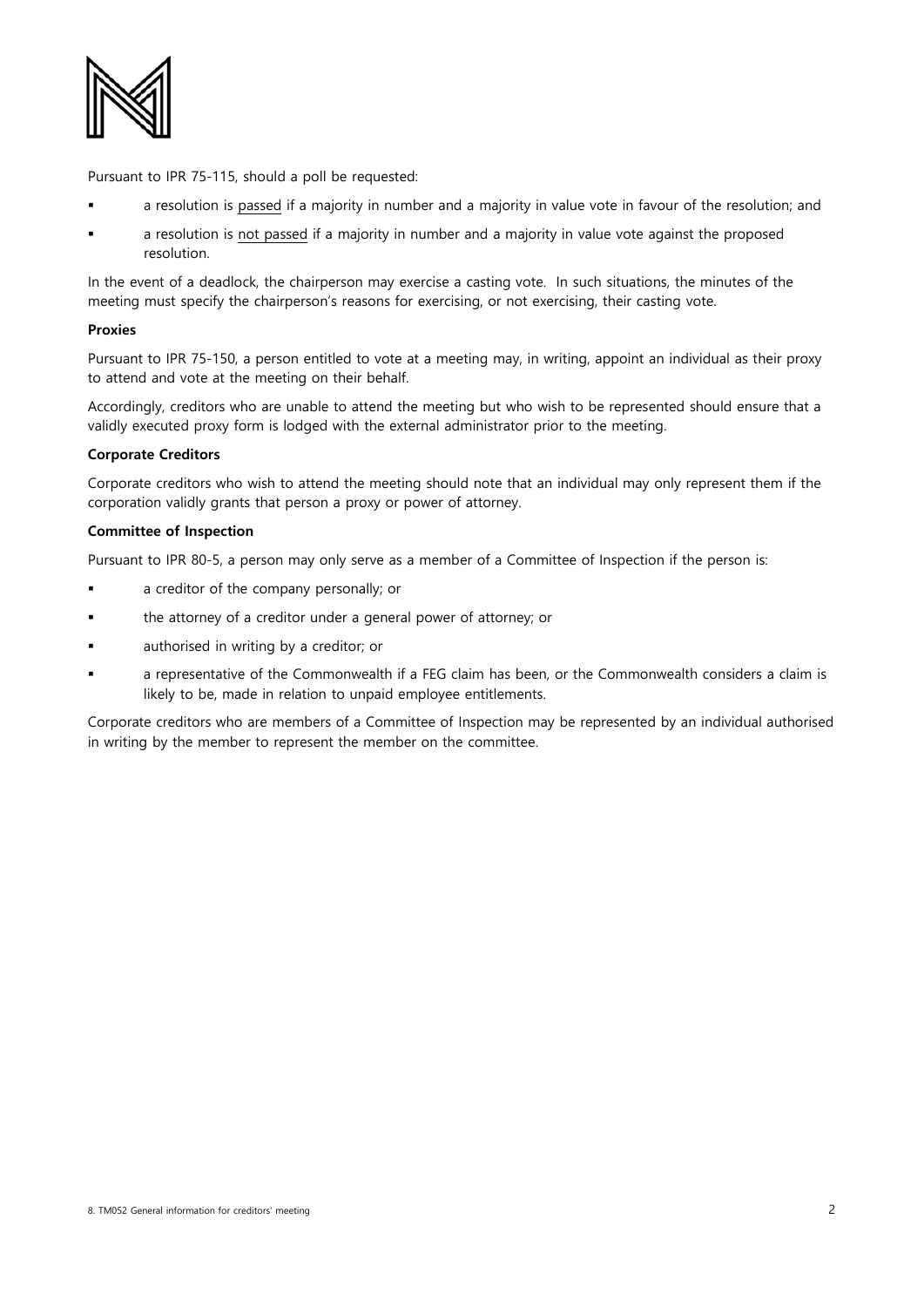Pursuant to IPR 75-115, should a poll be requested:

- a resolution is passed if a majority in number and a majority in value vote in favour of the resolution; and
- a resolution is not passed if a majority in number and a majority in value vote against the proposed resolution.

In the event of a deadlock, the chairperson may exercise a casting vote. In such situations, the minutes of the meeting must specify the chairperson's reasons for exercising, or not exercising, their casting vote.

**Proxies**

Pursuant to IPR 75-150, a person entitled to vote at a meeting may, in writing, appoint an individual as their proxy to attend and vote at the meeting on their behalf.

Accordingly, creditors who are unable to attend the meeting but who wish to be represented should ensure that a validly executed proxy form is lodged with the external administrator prior to the meeting.

**Corporate Creditors**

Corporate creditors who wish to attend the meeting should note that an individual may only represent them if the corporation validly grants that person a proxy or power of attorney.

**Committee of Inspection**

Pursuant to IPR 80-5, a person may only serve as a member of a Committee of Inspection if the person is:

- a creditor of the company personally; or
- the attorney of a creditor under a general power of attorney; or
- authorised in writing by a creditor; or
- a representative of the Commonwealth if a FEG claim has been, or the Commonwealth considers a claim is likely to be, made in relation to unpaid employee entitlements.

Corporate creditors who are members of a Committee of Inspection may be represented by an individual authorised in writing by the member to represent the member on the committee.